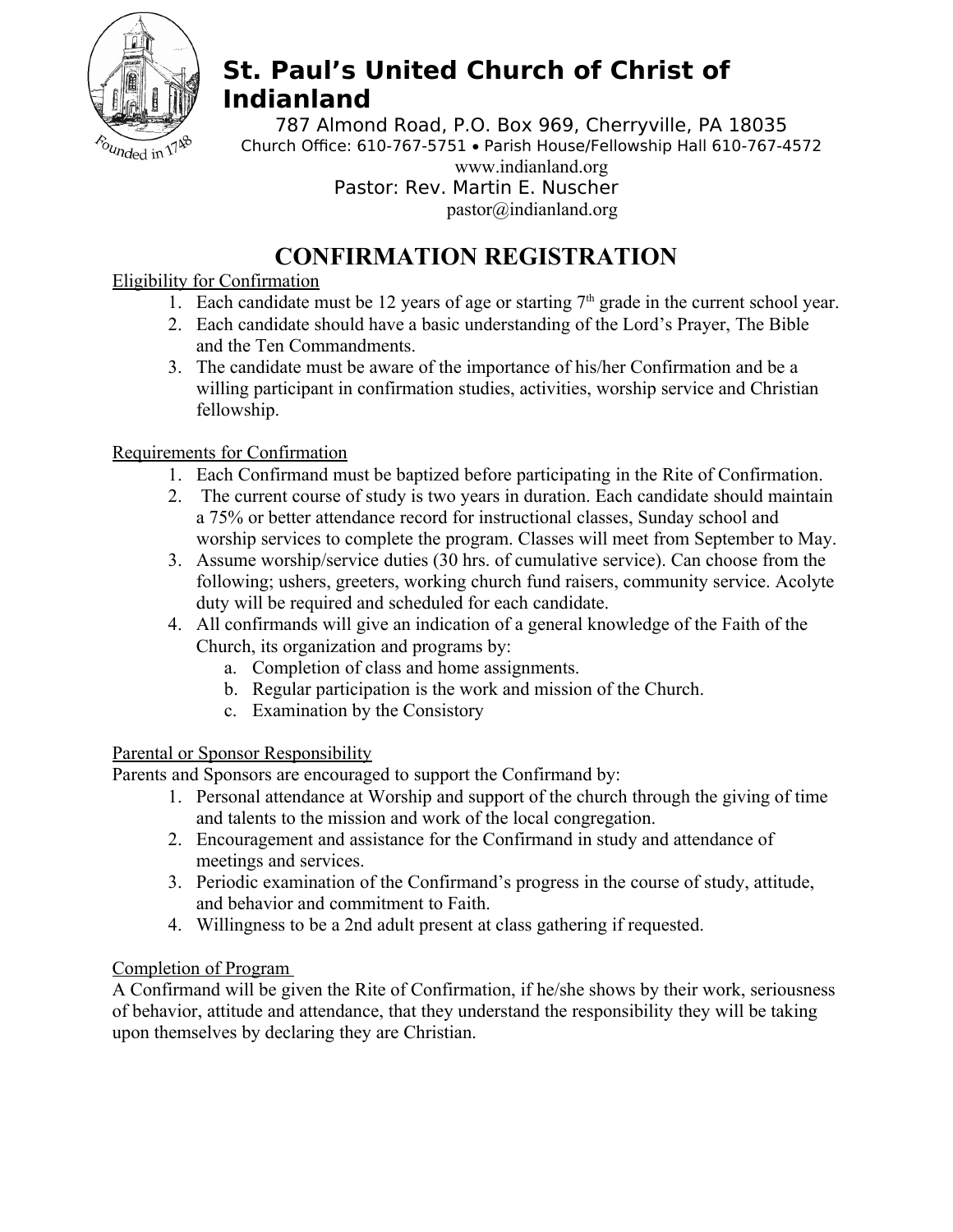# St. Paul's United Church of Christ of Indianland

Founded in 1748

787 Almond Road, P.O. Box 969, Cherryville, PA 18035

Church Office: 610-767-5751 • Parish House/Fellowship Hall 610-767-4572

www.indianland.org

Pastor: Rev. Martin E. Nuscher

pastor@indianland.org

## CONFIRMATION REGISTRATION

Eligibility for Confirmation

1. Each candidate must be 12 years of age or starting 7th grade in the current school year.
2. Each candidate should have a basic understanding of the Lord's Prayer, The Bible and the Ten Commandments.
3. The candidate must be aware of the importance of his/her Confirmation and be a willing participant in confirmation studies, activities, worship service and Christian fellowship.

Requirements for Confirmation

1. Each Confirmand must be baptized before participating in the Rite of Confirmation.
2. The current course of study is two years in duration. Each candidate should maintain a 75% or better attendance record for instructional classes, Sunday school and worship services to complete the program. Classes will meet from September to May.
3. Assume worship/service duties (30 hrs. of cumulative service). Can choose from the following; ushers, greeters, working church fund raisers, community service. Acolyte duty will be required and scheduled for each candidate.
4. All confirmands will give an indication of a general knowledge of the Faith of the Church, its organization and programs by:
   a. Completion of class and home assignments.
   b. Regular participation is the work and mission of the Church.
   c. Examination by the Consistory

Parental or Sponsor Responsibility

Parents and Sponsors are encouraged to support the Confirmand by:

1. Personal attendance at Worship and support of the church through the giving of time and talents to the mission and work of the local congregation.
2. Encouragement and assistance for the Confirmand in study and attendance of meetings and services.
3. Periodic examination of the Confirmand's progress in the course of study, attitude, and behavior and commitment to Faith.
4. Willingness to be a 2nd adult present at class gathering if requested.

Completion of Program

A Confirmand will be given the Rite of Confirmation, if he/she shows by their work, seriousness of behavior, attitude and attendance, that they understand the responsibility they will be taking upon themselves by declaring they are Christian.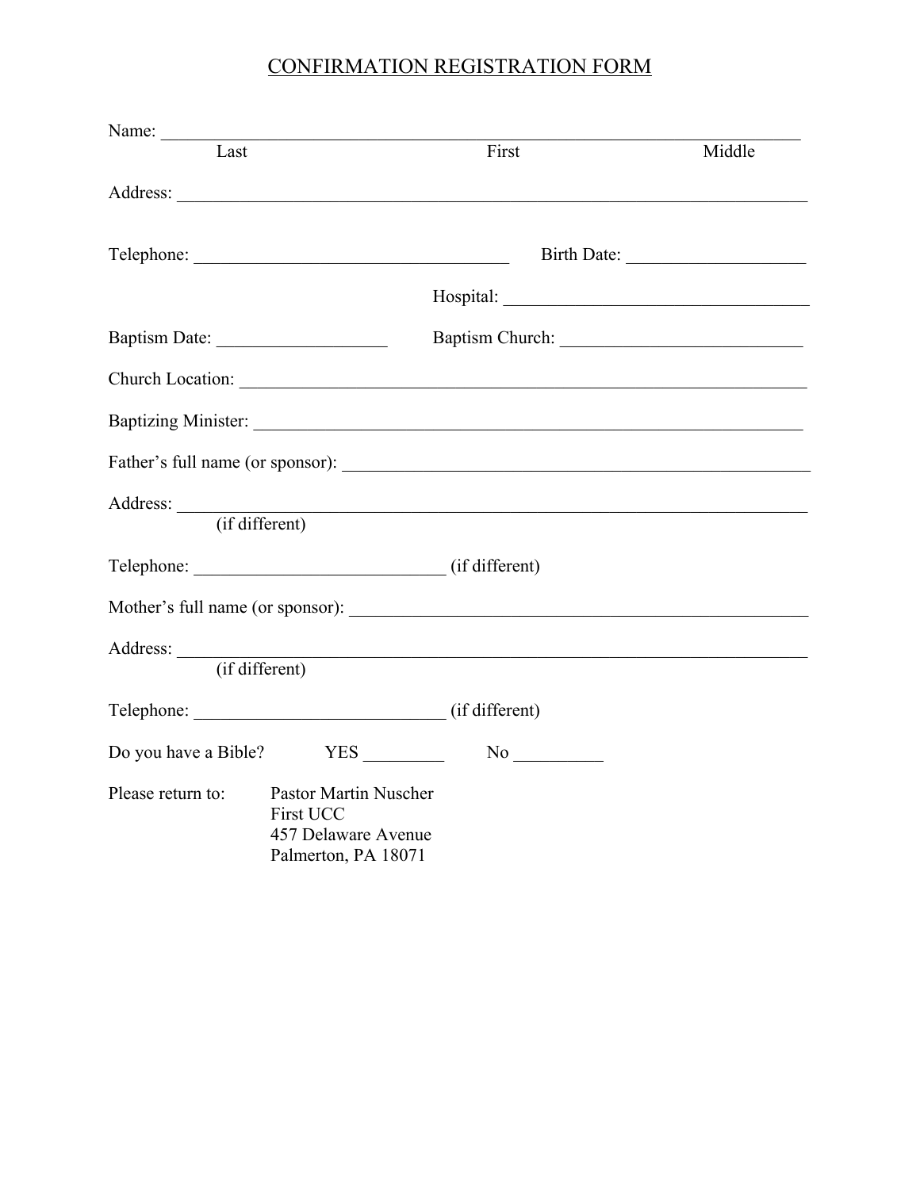# CONFIRMATION REGISTRATION FORM

Name: ______________________________________________________________________
Last | First | Middle

Address: _____________________________________________________________________

Telephone: ________________________________ Birth Date: ___________________

Hospital: ________________________________

Baptism Date: __________________ Baptism Church: __________________________

Church Location: ______________________________________________________________

Baptizing Minister: ___________________________________________________________

Father's full name (or sponsor): ______________________________________________

Address: _____________________________________________________________________
(if different)

Telephone: ___________________________ (if different)

Mother's full name (or sponsor): ______________________________________________

Address: _____________________________________________________________________
(if different)

Telephone: ___________________________ (if different)

Do you have a Bible? YES _________ No __________

Please return to:
Pastor Martin Nuscher
First UCC
457 Delaware Avenue
Palmerton, PA 18071